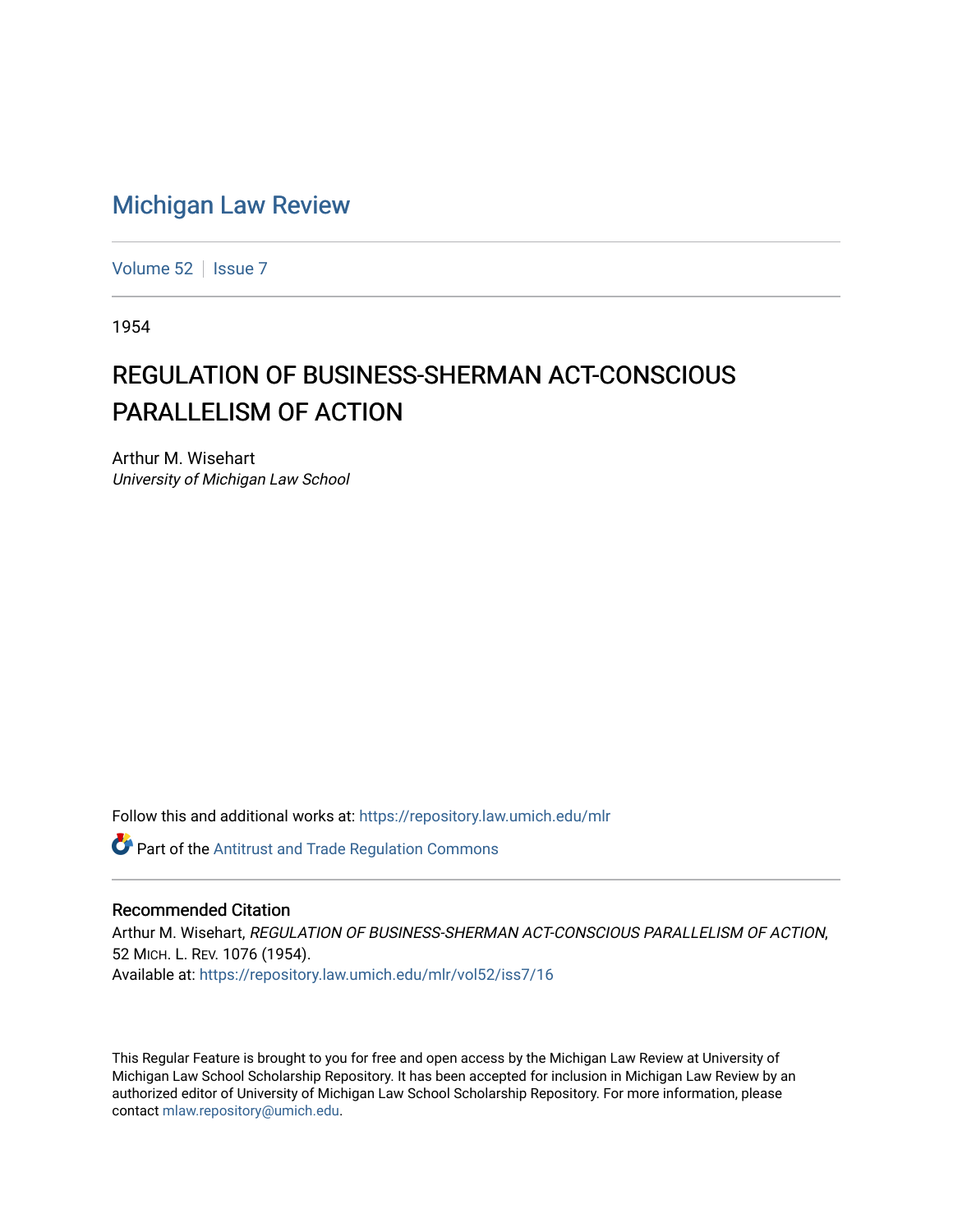# Michigan Law Review

Volume 52 | Issue 7

1954

## REGULATION OF BUSINESS-SHERMAN ACT-CONSCIOUS PARALLELISM OF ACTION

Arthur M. Wisehart
*University of Michigan Law School*

Follow this and additional works at: https://repository.law.umich.edu/mlr

Part of the Antitrust and Trade Regulation Commons

### Recommended Citation

Arthur M. Wisehart, *REGULATION OF BUSINESS-SHERMAN ACT-CONSCIOUS PARALLELISM OF ACTION*, 52 MICH. L. REV. 1076 (1954).
Available at: https://repository.law.umich.edu/mlr/vol52/iss7/16

This Regular Feature is brought to you for free and open access by the Michigan Law Review at University of Michigan Law School Scholarship Repository. It has been accepted for inclusion in Michigan Law Review by an authorized editor of University of Michigan Law School Scholarship Repository. For more information, please contact mlaw.repository@umich.edu.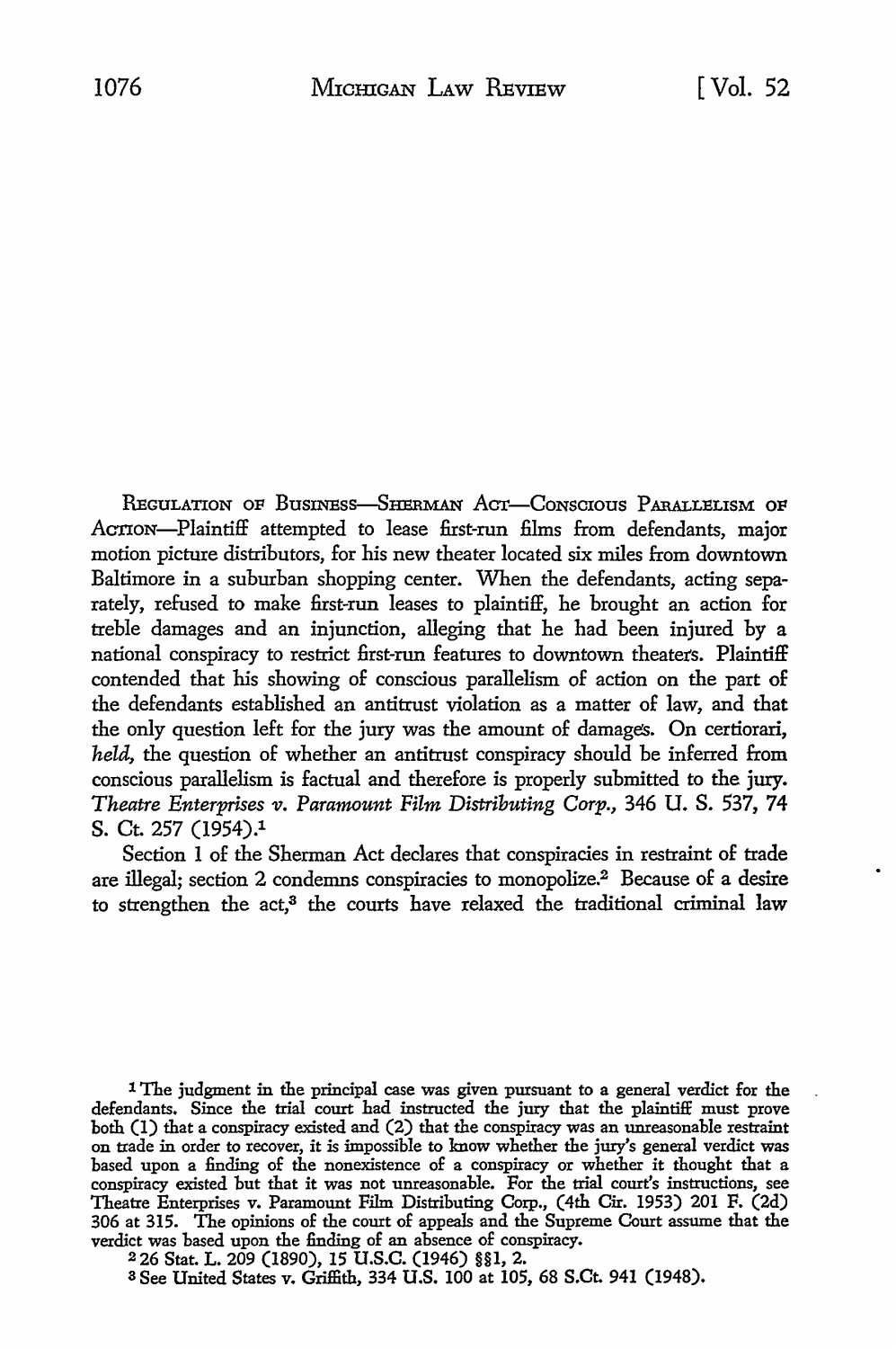REGULATION OF BUSINESS—SHERMAN ACT—CONSCIOUS PARALLELISM OF ACTION—Plaintiff attempted to lease first-run films from defendants, major motion picture distributors, for his new theater located six miles from downtown Baltimore in a suburban shopping center. When the defendants, acting separately, refused to make first-run leases to plaintiff, he brought an action for treble damages and an injunction, alleging that he had been injured by a national conspiracy to restrict first-run features to downtown theaters. Plaintiff contended that his showing of conscious parallelism of action on the part of the defendants established an antitrust violation as a matter of law, and that the only question left for the jury was the amount of damages. On certiorari, *held,* the question of whether an antitrust conspiracy should be inferred from conscious parallelism is factual and therefore is properly submitted to the jury. *Theatre Enterprises v. Paramount Film Distributing Corp.,* 346 U. S. 537, 74 S. Ct. 257 (1954).[1]

Section 1 of the Sherman Act declares that conspiracies in restraint of trade are illegal; section 2 condemns conspiracies to monopolize.[2] Because of a desire to strengthen the act,[3] the courts have relaxed the traditional criminal law

---

[1] The judgment in the principal case was given pursuant to a general verdict for the defendants. Since the trial court had instructed the jury that the plaintiff must prove both (1) that a conspiracy existed and (2) that the conspiracy was an unreasonable restraint on trade in order to recover, it is impossible to know whether the jury's general verdict was based upon a finding of the nonexistence of a conspiracy or whether it thought that a conspiracy existed but that it was not unreasonable. For the trial court's instructions, see Theatre Enterprises v. Paramount Film Distributing Corp., (4th Cir. 1953) 201 F. (2d) 306 at 315. The opinions of the court of appeals and the Supreme Court assume that the verdict was based upon the finding of an absence of conspiracy.

[2] 26 Stat. L. 209 (1890), 15 U.S.C. (1946) §§1, 2.

[3] See United States v. Griffith, 334 U.S. 100 at 105, 68 S.Ct. 941 (1948).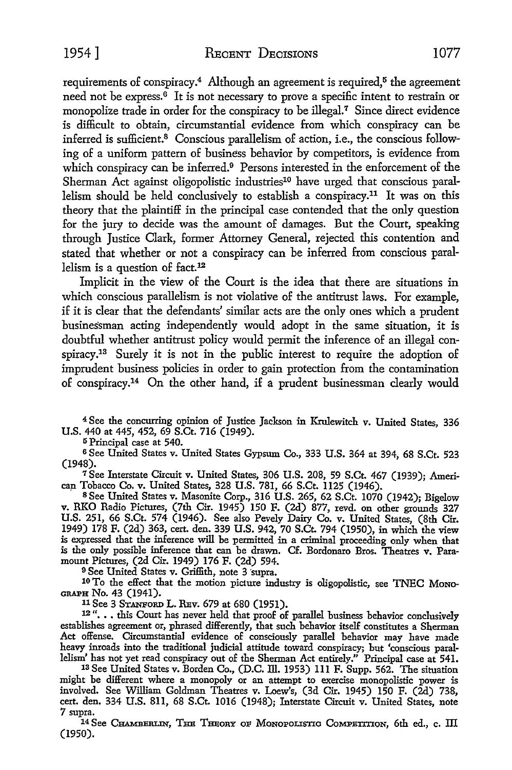requirements of conspiracy.[4] Although an agreement is required,[5] the agreement need not be express.[6] It is not necessary to prove a specific intent to restrain or monopolize trade in order for the conspiracy to be illegal.[7] Since direct evidence is difficult to obtain, circumstantial evidence from which conspiracy can be inferred is sufficient.[8] Conscious parallelism of action, i.e., the conscious following of a uniform pattern of business behavior by competitors, is evidence from which conspiracy can be inferred.[9] Persons interested in the enforcement of the Sherman Act against oligopolistic industries[10] have urged that conscious parallelism should be held conclusively to establish a conspiracy.[11] It was on this theory that the plaintiff in the principal case contended that the only question for the jury to decide was the amount of damages. But the Court, speaking through Justice Clark, former Attorney General, rejected this contention and stated that whether or not a conspiracy can be inferred from conscious parallelism is a question of fact.[12]

Implicit in the view of the Court is the idea that there are situations in which conscious parallelism is not violative of the antitrust laws. For example, if it is clear that the defendants' similar acts are the only ones which a prudent businessman acting independently would adopt in the same situation, it is doubtful whether antitrust policy would permit the inference of an illegal conspiracy.[13] Surely it is not in the public interest to require the adoption of imprudent business policies in order to gain protection from the contamination of conspiracy.[14] On the other hand, if a prudent businessman clearly would

---

[4] See the concurring opinion of Justice Jackson in Krulewitch v. United States, 336 U.S. 440 at 445, 452, 69 S.Ct. 716 (1949).

[5] Principal case at 540.

[6] See United States v. United States Gypsum Co., 333 U.S. 364 at 394, 68 S.Ct. 523 (1948).

[7] See Interstate Circuit v. United States, 306 U.S. 208, 59 S.Ct. 467 (1939); American Tobacco Co. v. United States, 328 U.S. 781, 66 S.Ct. 1125 (1946).

[8] See United States v. Masonite Corp., 316 U.S. 265, 62 S.Ct. 1070 (1942); Bigelow v. RKO Radio Pictures, (7th Cir. 1945) 150 F. (2d) 877, revd. on other grounds 327 U.S. 251, 66 S.Ct. 574 (1946). See also Pevely Dairy Co. v. United States, (8th Cir. 1949) 178 F. (2d) 363, cert. den. 339 U.S. 942, 70 S.Ct. 794 (1950), in which the view is expressed that the inference will be permitted in a criminal proceeding only when that is the only possible inference that can be drawn. Cf. Bordonaro Bros. Theatres v. Paramount Pictures, (2d Cir. 1949) 176 F. (2d) 594.

[9] See United States v. Griffith, note 3 supra.

[10] To the effect that the motion picture industry is oligopolistic, see TNEC MONOGRAPH No. 43 (1941).

[11] See 3 STANFORD L. REV. 679 at 680 (1951).

[12] ". . . this Court has never held that proof of parallel business behavior conclusively establishes agreement or, phrased differently, that such behavior itself constitutes a Sherman Act offense. Circumstantial evidence of consciously parallel behavior may have made heavy inroads into the traditional judicial attitude toward conspiracy; but 'conscious parallelism' has not yet read conspiracy out of the Sherman Act entirely." Principal case at 541.

[13] See United States v. Borden Co., (D.C. Ill. 1953) 111 F. Supp. 562. The situation might be different where a monopoly or an attempt to exercise monopolistic power is involved. See William Goldman Theatres v. Loew's, (3d Cir. 1945) 150 F. (2d) 738, cert. den. 334 U.S. 811, 68 S.Ct. 1016 (1948); Interstate Circuit v. United States, note 7 supra.

[14] See CHAMBERLIN, THE THEORY OF MONOPOLISTIC COMPETITION, 6th ed., c. III (1950).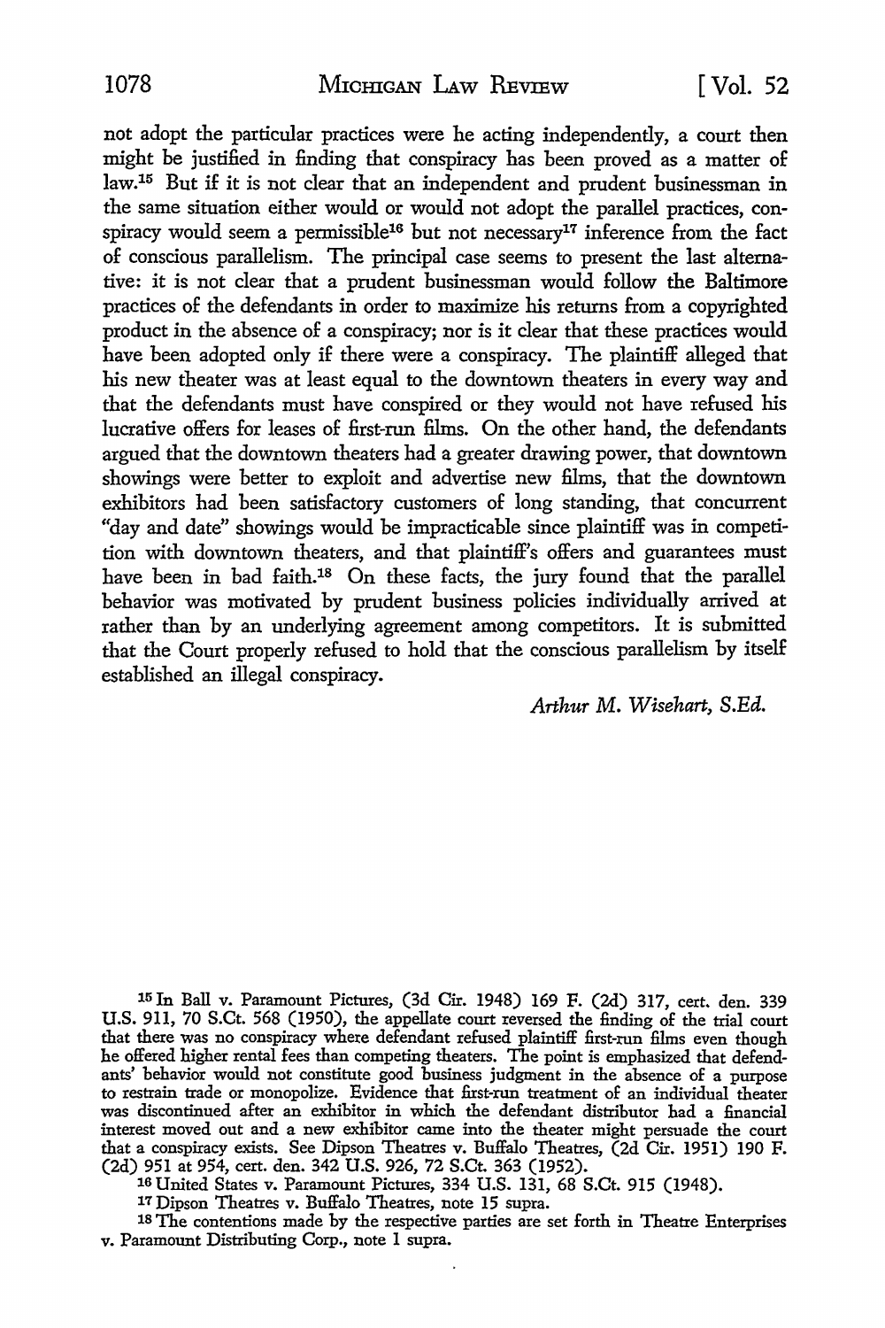not adopt the particular practices were he acting independently, a court then might be justified in finding that conspiracy has been proved as a matter of law.[15] But if it is not clear that an independent and prudent businessman in the same situation either would or would not adopt the parallel practices, conspiracy would seem a permissible[16] but not necessary[17] inference from the fact of conscious parallelism. The principal case seems to present the last alternative: it is not clear that a prudent businessman would follow the Baltimore practices of the defendants in order to maximize his returns from a copyrighted product in the absence of a conspiracy; nor is it clear that these practices would have been adopted only if there were a conspiracy. The plaintiff alleged that his new theater was at least equal to the downtown theaters in every way and that the defendants must have conspired or they would not have refused his lucrative offers for leases of first-run films. On the other hand, the defendants argued that the downtown theaters had a greater drawing power, that downtown showings were better to exploit and advertise new films, that the downtown exhibitors had been satisfactory customers of long standing, that concurrent "day and date" showings would be impracticable since plaintiff was in competition with downtown theaters, and that plaintiff's offers and guarantees must have been in bad faith.[18] On these facts, the jury found that the parallel behavior was motivated by prudent business policies individually arrived at rather than by an underlying agreement among competitors. It is submitted that the Court properly refused to hold that the conscious parallelism by itself established an illegal conspiracy.

*Arthur M. Wisehart, S.Ed.*

---

[15] In Ball v. Paramount Pictures, (3d Cir. 1948) 169 F. (2d) 317, cert. den. 339 U.S. 911, 70 S.Ct. 568 (1950), the appellate court reversed the finding of the trial court that there was no conspiracy where defendant refused plaintiff first-run films even though he offered higher rental fees than competing theaters. The point is emphasized that defendants' behavior would not constitute good business judgment in the absence of a purpose to restrain trade or monopolize. Evidence that first-run treatment of an individual theater was discontinued after an exhibitor in which the defendant distributor had a financial interest moved out and a new exhibitor came into the theater might persuade the court that a conspiracy exists. See Dipson Theatres v. Buffalo Theatres, (2d Cir. 1951) 190 F. (2d) 951 at 954, cert. den. 342 U.S. 926, 72 S.Ct. 363 (1952).

[16] United States v. Paramount Pictures, 334 U.S. 131, 68 S.Ct. 915 (1948).

[17] Dipson Theatres v. Buffalo Theatres, note 15 supra.

[18] The contentions made by the respective parties are set forth in Theatre Enterprises v. Paramount Distributing Corp., note 1 supra.